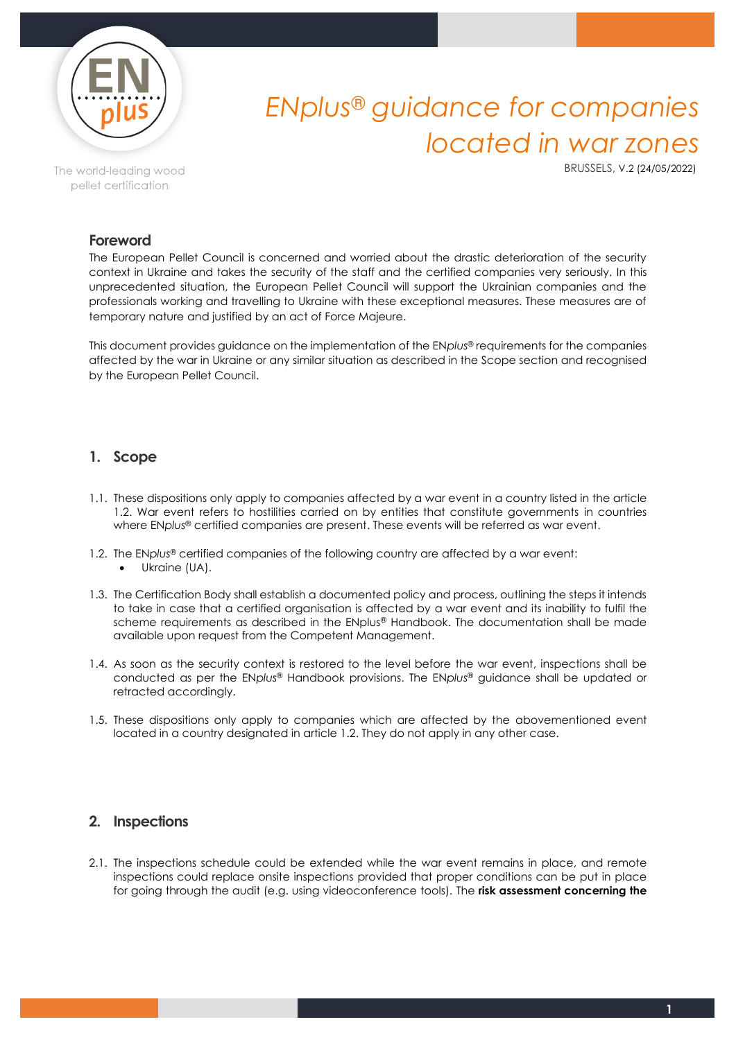# EN*plus*® guidance for companies located in war zones

BRUSSELS, V.2 (24/05/2022)

## Foreword

The European Pellet Council is concerned and worried about the drastic deterioration of the security context in Ukraine and takes the security of the staff and the certified companies very seriously. In this unprecedented situation, the European Pellet Council will support the Ukrainian companies and the professionals working and travelling to Ukraine with these exceptional measures. These measures are of temporary nature and justified by an act of Force Majeure.

This document provides guidance on the implementation of the EN*plus*® requirements for the companies affected by the war in Ukraine or any similar situation as described in the Scope section and recognised by the European Pellet Council.

## 1. Scope

1.1. These dispositions only apply to companies affected by a war event in a country listed in the article 1.2. War event refers to hostilities carried on by entities that constitute governments in countries where EN*plus*® certified companies are present. These events will be referred as war event.

1.2. The EN*plus*® certified companies of the following country are affected by a war event:

- Ukraine (UA).

1.3. The Certification Body shall establish a documented policy and process, outlining the steps it intends to take in case that a certified organisation is affected by a war event and its inability to fulfil the scheme requirements as described in the ENplus® Handbook. The documentation shall be made available upon request from the Competent Management.

1.4. As soon as the security context is restored to the level before the war event, inspections shall be conducted as per the EN*plus*® Handbook provisions. The EN*plus*® guidance shall be updated or retracted accordingly.

1.5. These dispositions only apply to companies which are affected by the abovementioned event located in a country designated in article 1.2. They do not apply in any other case.

## 2. Inspections

2.1. The inspections schedule could be extended while the war event remains in place, and remote inspections could replace onsite inspections provided that proper conditions can be put in place for going through the audit (e.g. using videoconference tools). The **risk assessment concerning the**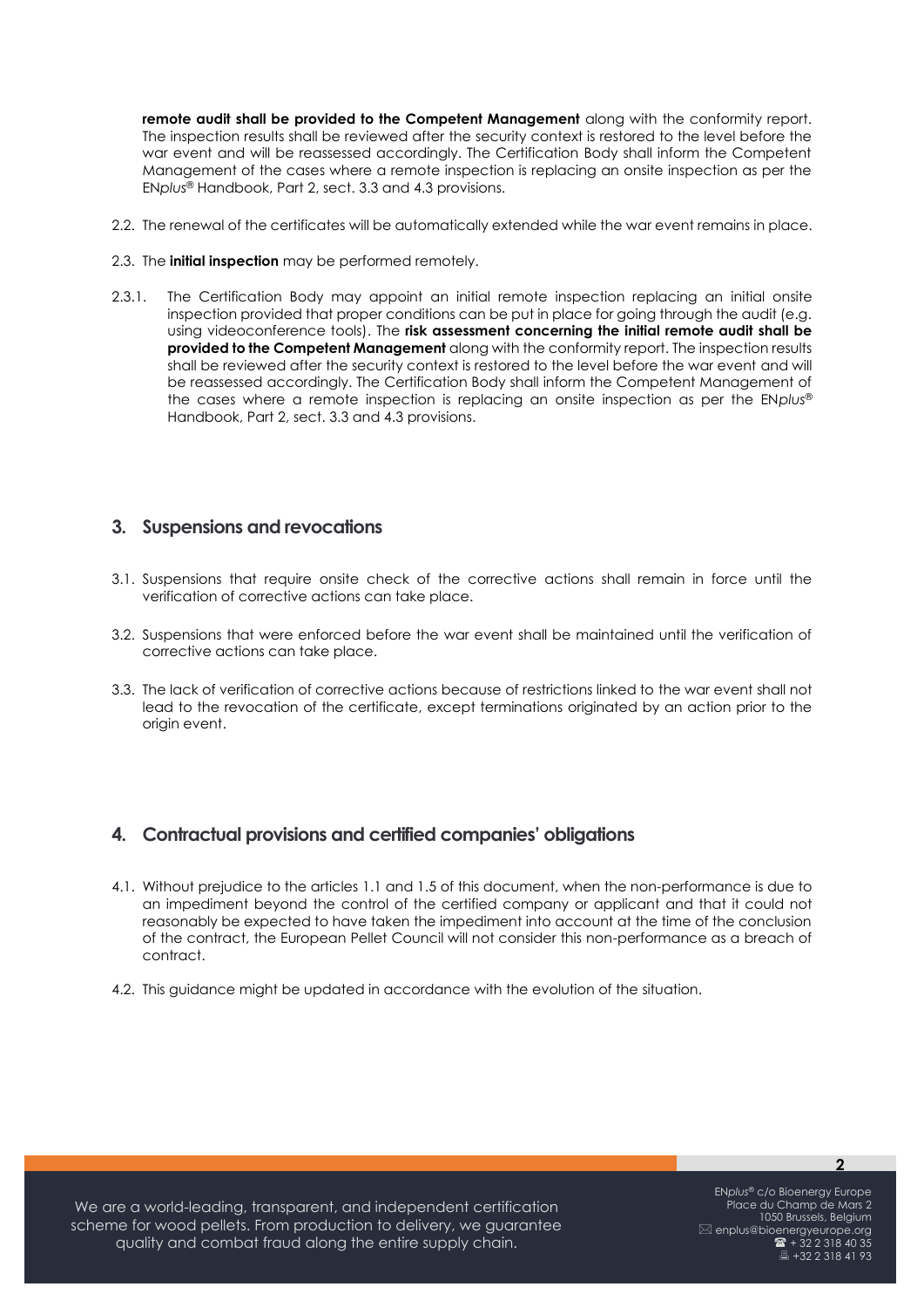**remote audit shall be provided to the Competent Management** along with the conformity report. The inspection results shall be reviewed after the security context is restored to the level before the war event and will be reassessed accordingly. The Certification Body shall inform the Competent Management of the cases where a remote inspection is replacing an onsite inspection as per the EN*plus*® Handbook, Part 2, sect. 3.3 and 4.3 provisions.

2.2. The renewal of the certificates will be automatically extended while the war event remains in place.

2.3. The **initial inspection** may be performed remotely.

2.3.1. The Certification Body may appoint an initial remote inspection replacing an initial onsite inspection provided that proper conditions can be put in place for going through the audit (e.g. using videoconference tools). The **risk assessment concerning the initial remote audit shall be provided to the Competent Management** along with the conformity report. The inspection results shall be reviewed after the security context is restored to the level before the war event and will be reassessed accordingly. The Certification Body shall inform the Competent Management of the cases where a remote inspection is replacing an onsite inspection as per the EN*plus*® Handbook, Part 2, sect. 3.3 and 4.3 provisions.

## 3. Suspensions and revocations

3.1. Suspensions that require onsite check of the corrective actions shall remain in force until the verification of corrective actions can take place.

3.2. Suspensions that were enforced before the war event shall be maintained until the verification of corrective actions can take place.

3.3. The lack of verification of corrective actions because of restrictions linked to the war event shall not lead to the revocation of the certificate, except terminations originated by an action prior to the origin event.

## 4. Contractual provisions and certified companies' obligations

4.1. Without prejudice to the articles 1.1 and 1.5 of this document, when the non-performance is due to an impediment beyond the control of the certified company or applicant and that it could not reasonably be expected to have taken the impediment into account at the time of the conclusion of the contract, the European Pellet Council will not consider this non-performance as a breach of contract.

4.2. This guidance might be updated in accordance with the evolution of the situation.